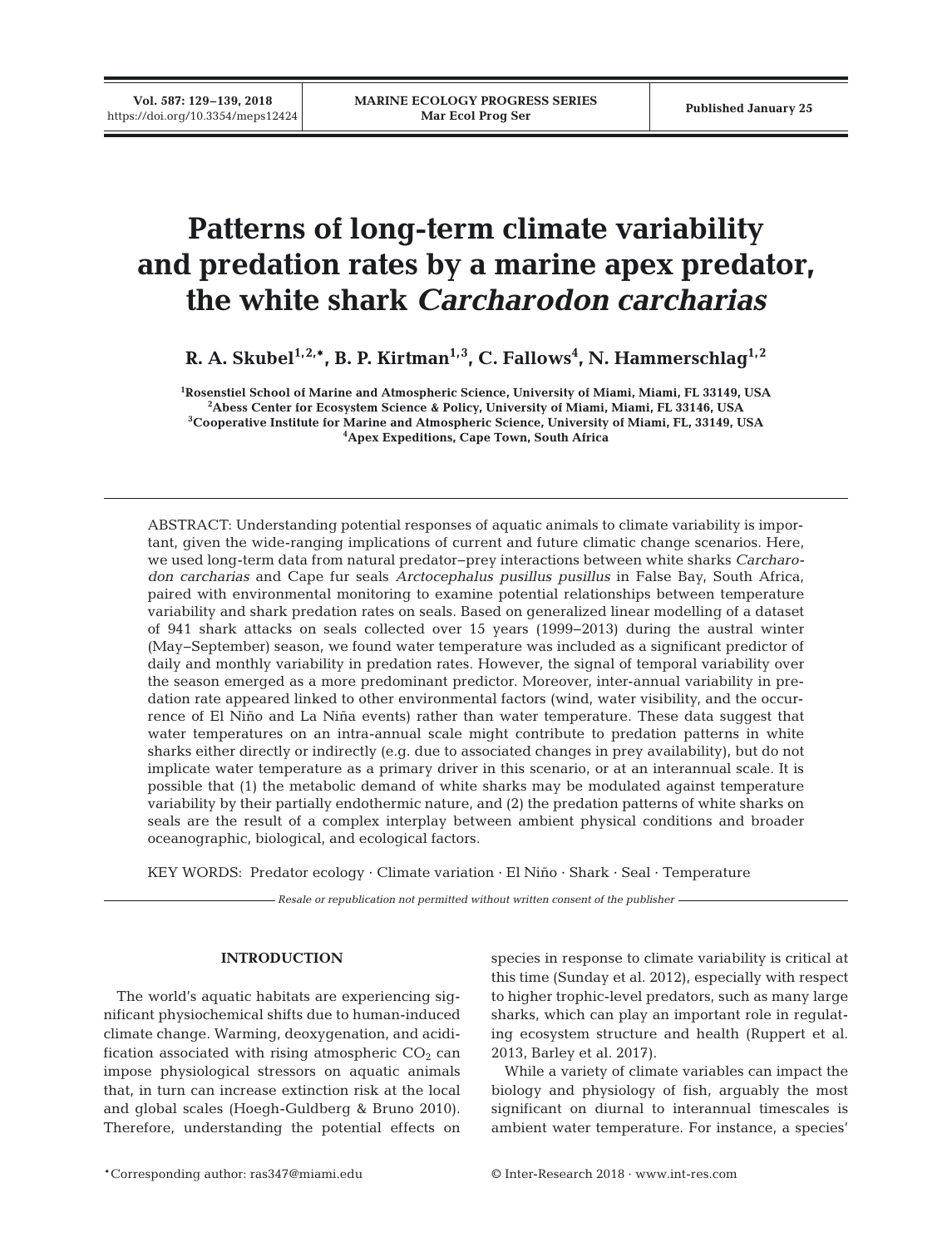# Patterns of long-term climate variability and predation rates by a marine apex predator, the white shark *Carcharodon carcharias*

**R. A. Skubel[1,2,*], B. P. Kirtman[1,3], C. Fallows[4], N. Hammerschlag[1,2]**

[1]Rosenstiel School of Marine and Atmospheric Science, University of Miami, Miami, FL 33149, USA
[2]Abess Center for Ecosystem Science & Policy, University of Miami, Miami, FL 33146, USA
[3]Cooperative Institute for Marine and Atmospheric Science, University of Miami, FL, 33149, USA
[4]Apex Expeditions, Cape Town, South Africa

ABSTRACT: Understanding potential responses of aquatic animals to climate variability is important, given the wide-ranging implications of current and future climatic change scenarios. Here, we used long-term data from natural predator–prey interactions between white sharks *Carcharodon carcharias* and Cape fur seals *Arctocephalus pusillus pusillus* in False Bay, South Africa, paired with environmental monitoring to examine potential relationships between temperature variability and shark predation rates on seals. Based on generalized linear modelling of a dataset of 941 shark attacks on seals collected over 15 years (1999–2013) during the austral winter (May–September) season, we found water temperature was included as a significant predictor of daily and monthly variability in predation rates. However, the signal of temporal variability over the season emerged as a more predominant predictor. Moreover, inter-annual variability in predation rate appeared linked to other environmental factors (wind, water visibility, and the occurrence of El Niño and La Niña events) rather than water temperature. These data suggest that water temperatures on an intra-annual scale might contribute to predation patterns in white sharks either directly or indirectly (e.g. due to associated changes in prey availability), but do not implicate water temperature as a primary driver in this scenario, or at an interannual scale. It is possible that (1) the metabolic demand of white sharks may be modulated against temperature variability by their partially endothermic nature, and (2) the predation patterns of white sharks on seals are the result of a complex interplay between ambient physical conditions and broader oceanographic, biological, and ecological factors.

KEY WORDS: Predator ecology · Climate variation · El Niño · Shark · Seal · Temperature

*Resale or republication not permitted without written consent of the publisher*

## INTRODUCTION

The world's aquatic habitats are experiencing significant physiochemical shifts due to human-induced climate change. Warming, deoxygenation, and acidification associated with rising atmospheric $CO_2$ can impose physiological stressors on aquatic animals that, in turn can increase extinction risk at the local and global scales (Hoegh-Guldberg & Bruno 2010). Therefore, understanding the potential effects on species in response to climate variability is critical at this time (Sunday et al. 2012), especially with respect to higher trophic-level predators, such as many large sharks, which can play an important role in regulating ecosystem structure and health (Ruppert et al. 2013, Barley et al. 2017).

While a variety of climate variables can impact the biology and physiology of fish, arguably the most significant on diurnal to interannual timescales is ambient water temperature. For instance, a species'

*Corresponding author: ras347@miami.edu

© Inter-Research 2018 · www.int-res.com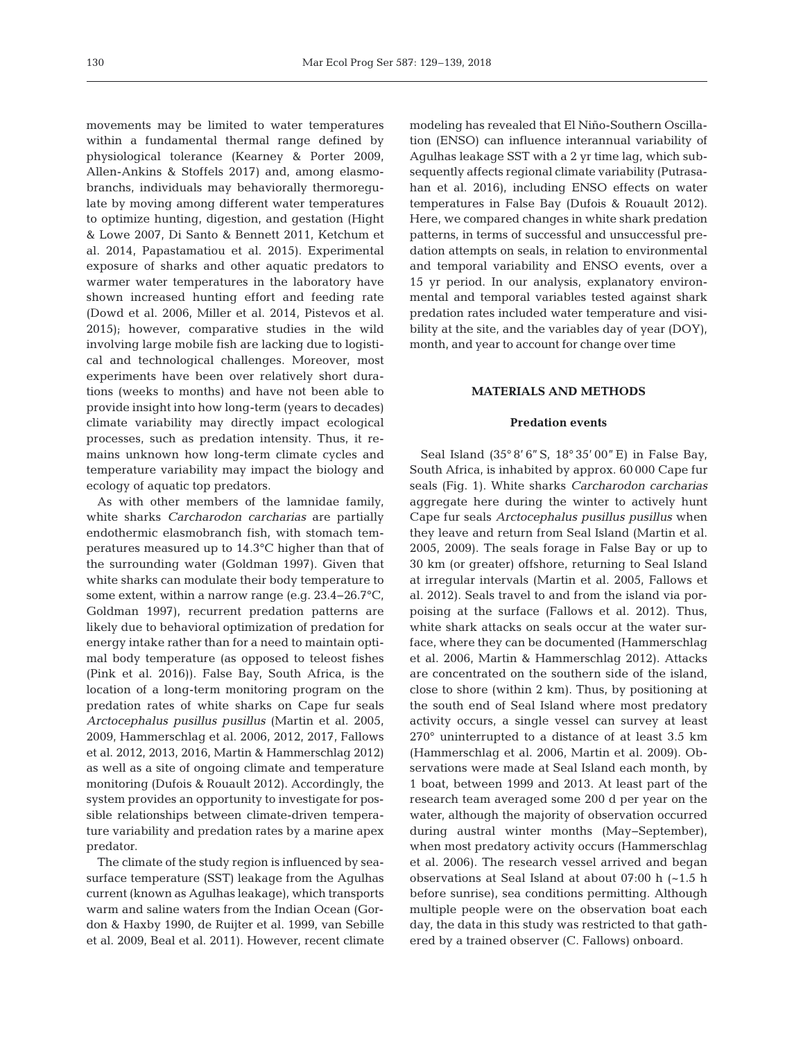movements may be limited to water temperatures within a fundamental thermal range defined by physiological tolerance (Kearney & Porter 2009, Allen-Ankins & Stoffels 2017) and, among elasmobranchs, individuals may behaviorally thermoregulate by moving among different water temperatures to optimize hunting, digestion, and gestation (Hight & Lowe 2007, Di Santo & Bennett 2011, Ketchum et al. 2014, Papastamatiou et al. 2015). Experimental exposure of sharks and other aquatic predators to warmer water temperatures in the laboratory have shown increased hunting effort and feeding rate (Dowd et al. 2006, Miller et al. 2014, Pistevos et al. 2015); however, comparative studies in the wild involving large mobile fish are lacking due to logistical and technological challenges. Moreover, most experiments have been over relatively short durations (weeks to months) and have not been able to provide insight into how long-term (years to decades) climate variability may directly impact ecological processes, such as predation intensity. Thus, it remains unknown how long-term climate cycles and temperature variability may impact the biology and ecology of aquatic top predators.

As with other members of the lamnidae family, white sharks *Carcharodon carcharias* are partially endothermic elasmobranch fish, with stomach temperatures measured up to 14.3°C higher than that of the surrounding water (Goldman 1997). Given that white sharks can modulate their body temperature to some extent, within a narrow range (e.g. 23.4–26.7°C, Goldman 1997), recurrent predation patterns are likely due to behavioral optimization of predation for energy intake rather than for a need to maintain optimal body temperature (as opposed to teleost fishes (Pink et al. 2016)). False Bay, South Africa, is the location of a long-term monitoring program on the predation rates of white sharks on Cape fur seals *Arctocephalus pusillus pusillus* (Martin et al. 2005, 2009, Hammerschlag et al. 2006, 2012, 2017, Fallows et al. 2012, 2013, 2016, Martin & Hammerschlag 2012) as well as a site of ongoing climate and temperature monitoring (Dufois & Rouault 2012). Accordingly, the system provides an opportunity to investigate for possible relationships between climate-driven temperature variability and predation rates by a marine apex predator.

The climate of the study region is influenced by sea-surface temperature (SST) leakage from the Agulhas current (known as Agulhas leakage), which transports warm and saline waters from the Indian Ocean (Gordon & Haxby 1990, de Ruijter et al. 1999, van Sebille et al. 2009, Beal et al. 2011). However, recent climate modeling has revealed that El Niño-Southern Oscillation (ENSO) can influence interannual variability of Agulhas leakage SST with a 2 yr time lag, which subsequently affects regional climate variability (Putrasahan et al. 2016), including ENSO effects on water temperatures in False Bay (Dufois & Rouault 2012). Here, we compared changes in white shark predation patterns, in terms of successful and unsuccessful predation attempts on seals, in relation to environmental and temporal variability and ENSO events, over a 15 yr period. In our analysis, explanatory environmental and temporal variables tested against shark predation rates included water temperature and visibility at the site, and the variables day of year (DOY), month, and year to account for change over time

## MATERIALS AND METHODS

### Predation events

Seal Island (35° 8′ 6″ S, 18° 35′ 00″ E) in False Bay, South Africa, is inhabited by approx. 60 000 Cape fur seals (Fig. 1). White sharks *Carcharodon carcharias* aggregate here during the winter to actively hunt Cape fur seals *Arctocephalus pusillus pusillus* when they leave and return from Seal Island (Martin et al. 2005, 2009). The seals forage in False Bay or up to 30 km (or greater) offshore, returning to Seal Island at irregular intervals (Martin et al. 2005, Fallows et al. 2012). Seals travel to and from the island via porpoising at the surface (Fallows et al. 2012). Thus, white shark attacks on seals occur at the water surface, where they can be documented (Hammerschlag et al. 2006, Martin & Hammerschlag 2012). Attacks are concentrated on the southern side of the island, close to shore (within 2 km). Thus, by positioning at the south end of Seal Island where most predatory activity occurs, a single vessel can survey at least 270° uninterrupted to a distance of at least 3.5 km (Hammerschlag et al. 2006, Martin et al. 2009). Observations were made at Seal Island each month, by 1 boat, between 1999 and 2013. At least part of the research team averaged some 200 d per year on the water, although the majority of observation occurred during austral winter months (May–September), when most predatory activity occurs (Hammerschlag et al. 2006). The research vessel arrived and began observations at Seal Island at about 07:00 h (~1.5 h before sunrise), sea conditions permitting. Although multiple people were on the observation boat each day, the data in this study was restricted to that gathered by a trained observer (C. Fallows) onboard.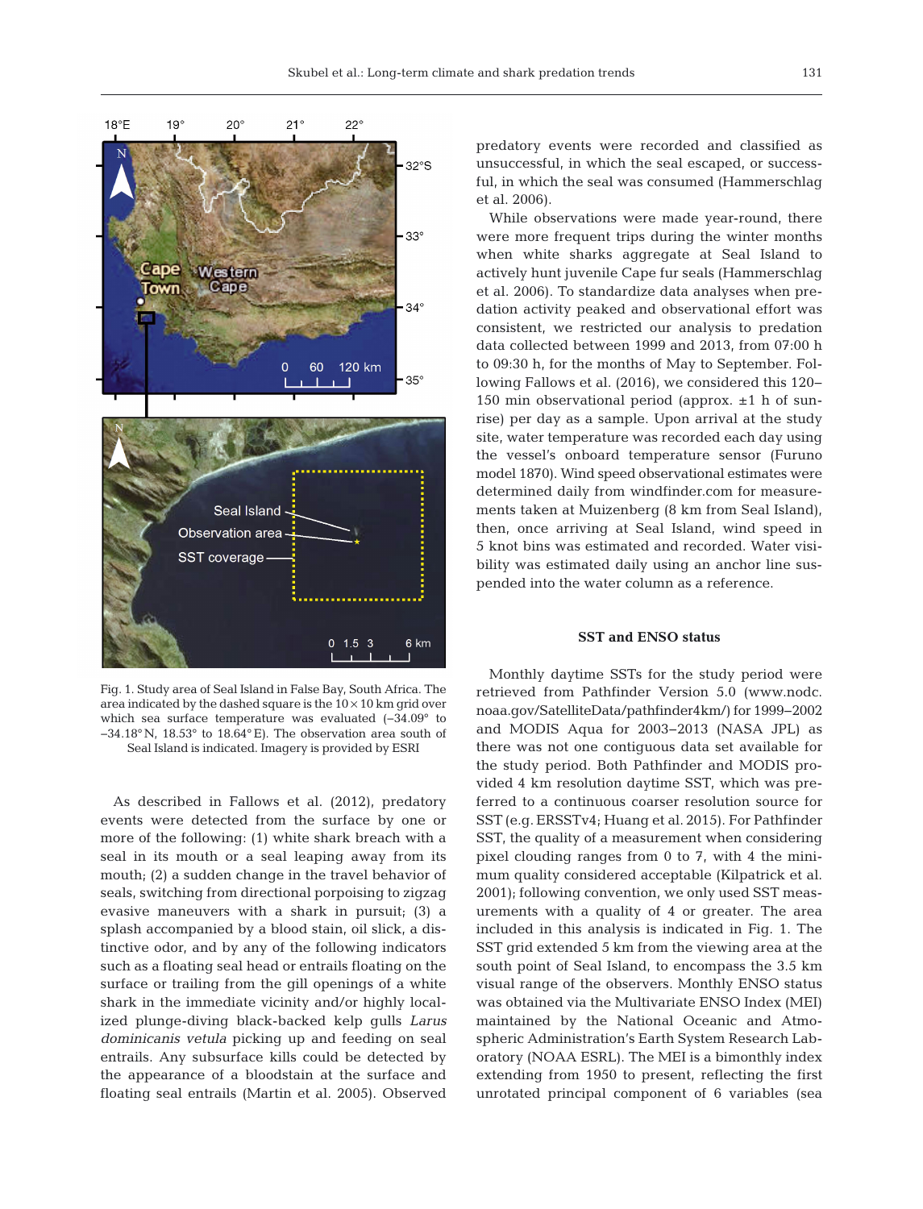Fig. 1. Study area of Seal Island in False Bay, South Africa. The area indicated by the dashed square is the 10 × 10 km grid over which sea surface temperature was evaluated (–34.09° to –34.18° N, 18.53° to 18.64° E). The observation area south of Seal Island is indicated. Imagery is provided by ESRI

As described in Fallows et al. (2012), predatory events were detected from the surface by one or more of the following: (1) white shark breach with a seal in its mouth or a seal leaping away from its mouth; (2) a sudden change in the travel behavior of seals, switching from directional porpoising to zigzag evasive maneuvers with a shark in pursuit; (3) a splash accompanied by a blood stain, oil slick, a distinctive odor, and by any of the following indicators such as a floating seal head or entrails floating on the surface or trailing from the gill openings of a white shark in the immediate vicinity and/or highly localized plunge-diving black-backed kelp gulls *Larus dominicanis vetula* picking up and feeding on seal entrails. Any subsurface kills could be detected by the appearance of a bloodstain at the surface and floating seal entrails (Martin et al. 2005). Observed predatory events were recorded and classified as unsuccessful, in which the seal escaped, or successful, in which the seal was consumed (Hammerschlag et al. 2006).

While observations were made year-round, there were more frequent trips during the winter months when white sharks aggregate at Seal Island to actively hunt juvenile Cape fur seals (Hammerschlag et al. 2006). To standardize data analyses when predation activity peaked and observational effort was consistent, we restricted our analysis to predation data collected between 1999 and 2013, from 07:00 h to 09:30 h, for the months of May to September. Following Fallows et al. (2016), we considered this 120–150 min observational period (approx. ±1 h of sunrise) per day as a sample. Upon arrival at the study site, water temperature was recorded each day using the vessel's onboard temperature sensor (Furuno model 1870). Wind speed observational estimates were determined daily from windfinder.com for measurements taken at Muizenberg (8 km from Seal Island), then, once arriving at Seal Island, wind speed in 5 knot bins was estimated and recorded. Water visibility was estimated daily using an anchor line suspended into the water column as a reference.

### SST and ENSO status

Monthly daytime SSTs for the study period were retrieved from Pathfinder Version 5.0 (www.nodc.noaa.gov/SatelliteData/pathfinder4km/) for 1999–2002 and MODIS Aqua for 2003–2013 (NASA JPL) as there was not one contiguous data set available for the study period. Both Pathfinder and MODIS provided 4 km resolution daytime SST, which was preferred to a continuous coarser resolution source for SST (e.g. ERSSTv4; Huang et al. 2015). For Pathfinder SST, the quality of a measurement when considering pixel clouding ranges from 0 to 7, with 4 the minimum quality considered acceptable (Kilpatrick et al. 2001); following convention, we only used SST measurements with a quality of 4 or greater. The area included in this analysis is indicated in Fig. 1. The SST grid extended 5 km from the viewing area at the south point of Seal Island, to encompass the 3.5 km visual range of the observers. Monthly ENSO status was obtained via the Multivariate ENSO Index (MEI) maintained by the National Oceanic and Atmospheric Administration's Earth System Research Laboratory (NOAA ESRL). The MEI is a bimonthly index extending from 1950 to present, reflecting the first unrotated principal component of 6 variables (sea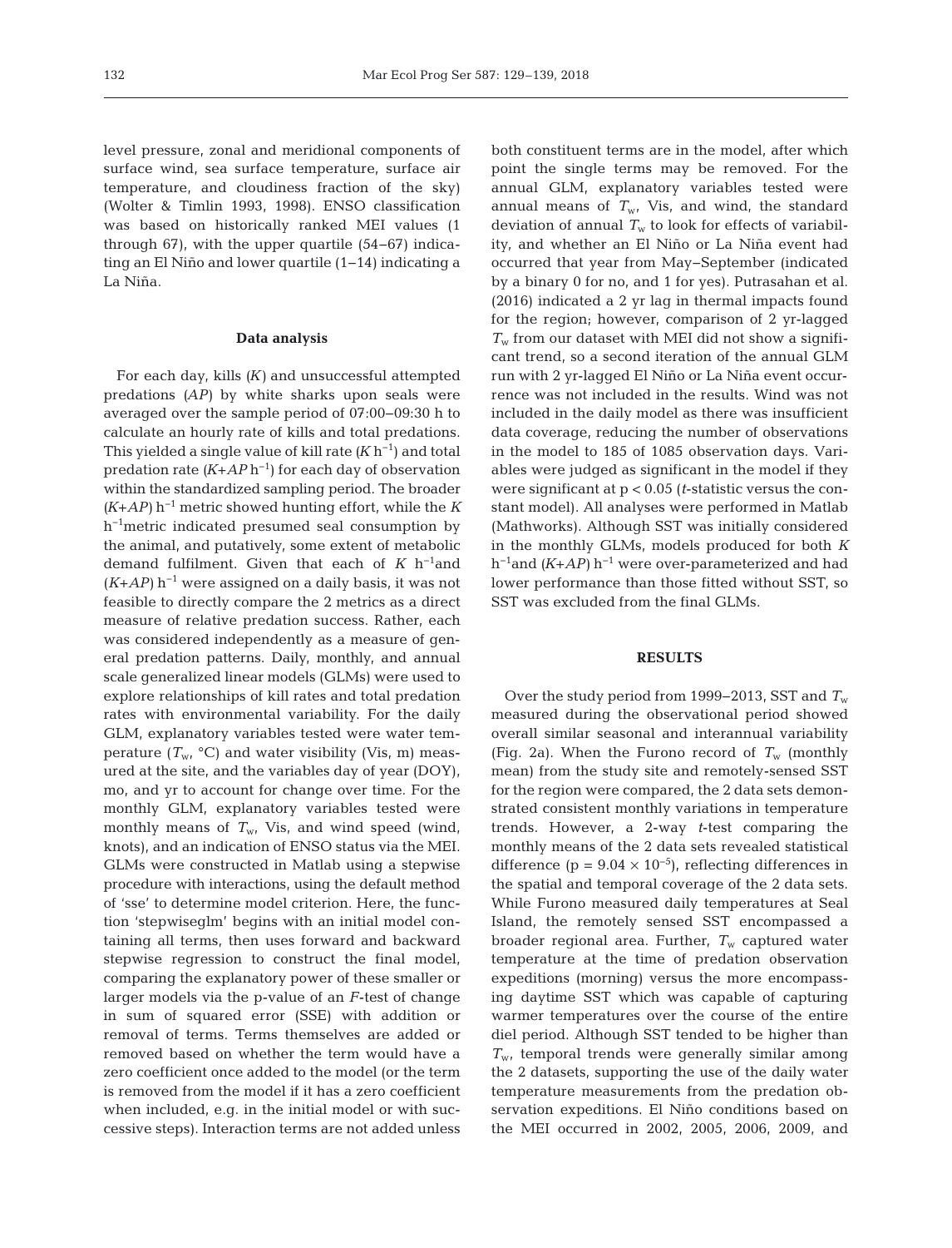level pressure, zonal and meridional components of surface wind, sea surface temperature, surface air temperature, and cloudiness fraction of the sky) (Wolter & Timlin 1993, 1998). ENSO classification was based on historically ranked MEI values (1 through 67), with the upper quartile (54–67) indicating an El Niño and lower quartile (1–14) indicating a La Niña.

### Data analysis

For each day, kills (*K*) and unsuccessful attempted predations (*AP*) by white sharks upon seals were averaged over the sample period of 07:00–09:30 h to calculate an hourly rate of kills and total predations. This yielded a single value of kill rate ($K$ h$^{-1}$) and total predation rate ($K$+$AP$ h$^{-1}$) for each day of observation within the standardized sampling period. The broader ($K$+$AP$) h$^{-1}$ metric showed hunting effort, while the $K$ h$^{-1}$metric indicated presumed seal consumption by the animal, and putatively, some extent of metabolic demand fulfilment. Given that each of $K$ h$^{-1}$and ($K$+$AP$) h$^{-1}$ were assigned on a daily basis, it was not feasible to directly compare the 2 metrics as a direct measure of relative predation success. Rather, each was considered independently as a measure of general predation patterns. Daily, monthly, and annual scale generalized linear models (GLMs) were used to explore relationships of kill rates and total predation rates with environmental variability. For the daily GLM, explanatory variables tested were water temperature ($T_w$, °C) and water visibility (Vis, m) measured at the site, and the variables day of year (DOY), mo, and yr to account for change over time. For the monthly GLM, explanatory variables tested were monthly means of $T_w$, Vis, and wind speed (wind, knots), and an indication of ENSO status via the MEI. GLMs were constructed in Matlab using a stepwise procedure with interactions, using the default method of 'sse' to determine model criterion. Here, the function 'stepwiseglm' begins with an initial model containing all terms, then uses forward and backward stepwise regression to construct the final model, comparing the explanatory power of these smaller or larger models via the p-value of an *F*-test of change in sum of squared error (SSE) with addition or removal of terms. Terms themselves are added or removed based on whether the term would have a zero coefficient once added to the model (or the term is removed from the model if it has a zero coefficient when included, e.g. in the initial model or with successive steps). Interaction terms are not added unless both constituent terms are in the model, after which point the single terms may be removed. For the annual GLM, explanatory variables tested were annual means of $T_w$, Vis, and wind, the standard deviation of annual $T_w$ to look for effects of variability, and whether an El Niño or La Niña event had occurred that year from May–September (indicated by a binary 0 for no, and 1 for yes). Putrasahan et al. (2016) indicated a 2 yr lag in thermal impacts found for the region; however, comparison of 2 yr-lagged $T_w$ from our dataset with MEI did not show a significant trend, so a second iteration of the annual GLM run with 2 yr-lagged El Niño or La Niña event occurrence was not included in the results. Wind was not included in the daily model as there was insufficient data coverage, reducing the number of observations in the model to 185 of 1085 observation days. Variables were judged as significant in the model if they were significant at $p < 0.05$ (*t*-statistic versus the constant model). All analyses were performed in Matlab (Mathworks). Although SST was initially considered in the monthly GLMs, models produced for both $K$ h$^{-1}$and ($K$+$AP$) h$^{-1}$ were over-parameterized and had lower performance than those fitted without SST, so SST was excluded from the final GLMs.

## RESULTS

Over the study period from 1999–2013, SST and $T_w$ measured during the observational period showed overall similar seasonal and interannual variability (Fig. 2a). When the Furono record of $T_w$ (monthly mean) from the study site and remotely-sensed SST for the region were compared, the 2 data sets demonstrated consistent monthly variations in temperature trends. However, a 2-way *t*-test comparing the monthly means of the 2 data sets revealed statistical difference ($p = 9.04 \times 10^{-5}$), reflecting differences in the spatial and temporal coverage of the 2 data sets. While Furono measured daily temperatures at Seal Island, the remotely sensed SST encompassed a broader regional area. Further, $T_w$ captured water temperature at the time of predation observation expeditions (morning) versus the more encompassing daytime SST which was capable of capturing warmer temperatures over the course of the entire diel period. Although SST tended to be higher than $T_w$, temporal trends were generally similar among the 2 datasets, supporting the use of the daily water temperature measurements from the predation observation expeditions. El Niño conditions based on the MEI occurred in 2002, 2005, 2006, 2009, and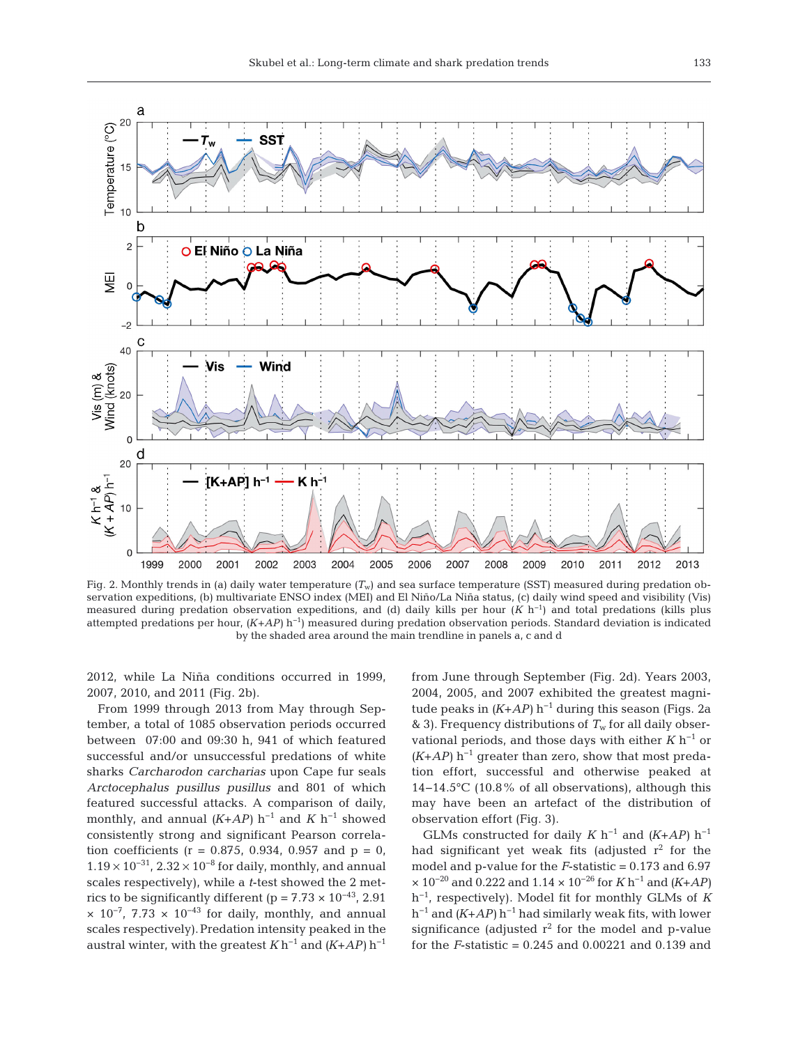Fig. 2. Monthly trends in (a) daily water temperature ($T_w$) and sea surface temperature (SST) measured during predation observation expeditions, (b) multivariate ENSO index (MEI) and El Niño/La Niña status, (c) daily wind speed and visibility (Vis) measured during predation observation expeditions, and (d) daily kills per hour ($K$ $h^{-1}$) and total predations (kills plus attempted predations per hour, $(K+AP)$ $h^{-1}$) measured during predation observation periods. Standard deviation is indicated by the shaded area around the main trendline in panels a, c and d

2012, while La Niña conditions occurred in 1999, 2007, 2010, and 2011 (Fig. 2b).

From 1999 through 2013 from May through September, a total of 1085 observation periods occurred between 07:00 and 09:30 h, 941 of which featured successful and/or unsuccessful predations of white sharks *Carcharodon carcharias* upon Cape fur seals *Arctocephalus pusillus pusillus* and 801 of which featured successful attacks. A comparison of daily, monthly, and annual $(K+AP)$ $h^{-1}$ and $K$ $h^{-1}$ showed consistently strong and significant Pearson correlation coefficients (r = 0.875, 0.934, 0.957 and p = 0, $1.19 \times 10^{-31}$, $2.32 \times 10^{-8}$ for daily, monthly, and annual scales respectively), while a *t*-test showed the 2 metrics to be significantly different (p = $7.73 \times 10^{-43}$, $2.91 \times 10^{-7}$, $7.73 \times 10^{-43}$ for daily, monthly, and annual scales respectively). Predation intensity peaked in the austral winter, with the greatest $K$ $h^{-1}$ and $(K+AP)$ $h^{-1}$ from June through September (Fig. 2d). Years 2003, 2004, 2005, and 2007 exhibited the greatest magnitude peaks in $(K+AP)$ $h^{-1}$ during this season (Figs. 2a & 3). Frequency distributions of $T_w$ for all daily observational periods, and those days with either $K$ $h^{-1}$ or $(K+AP)$ $h^{-1}$ greater than zero, show that most predation effort, successful and otherwise peaked at 14–14.5°C (10.8% of all observations), although this may have been an artefact of the distribution of observation effort (Fig. 3).

GLMs constructed for daily $K$ $h^{-1}$ and $(K+AP)$ $h^{-1}$ had significant yet weak fits (adjusted $r^2$ for the model and p-value for the *F*-statistic = 0.173 and $6.97 \times 10^{-20}$ and 0.222 and $1.14 \times 10^{-26}$ for $K$ $h^{-1}$ and $(K+AP)$ $h^{-1}$, respectively). Model fit for monthly GLMs of $K$ $h^{-1}$ and $(K+AP)$ $h^{-1}$ had similarly weak fits, with lower significance (adjusted $r^2$ for the model and p-value for the *F*-statistic = 0.245 and 0.00221 and 0.139 and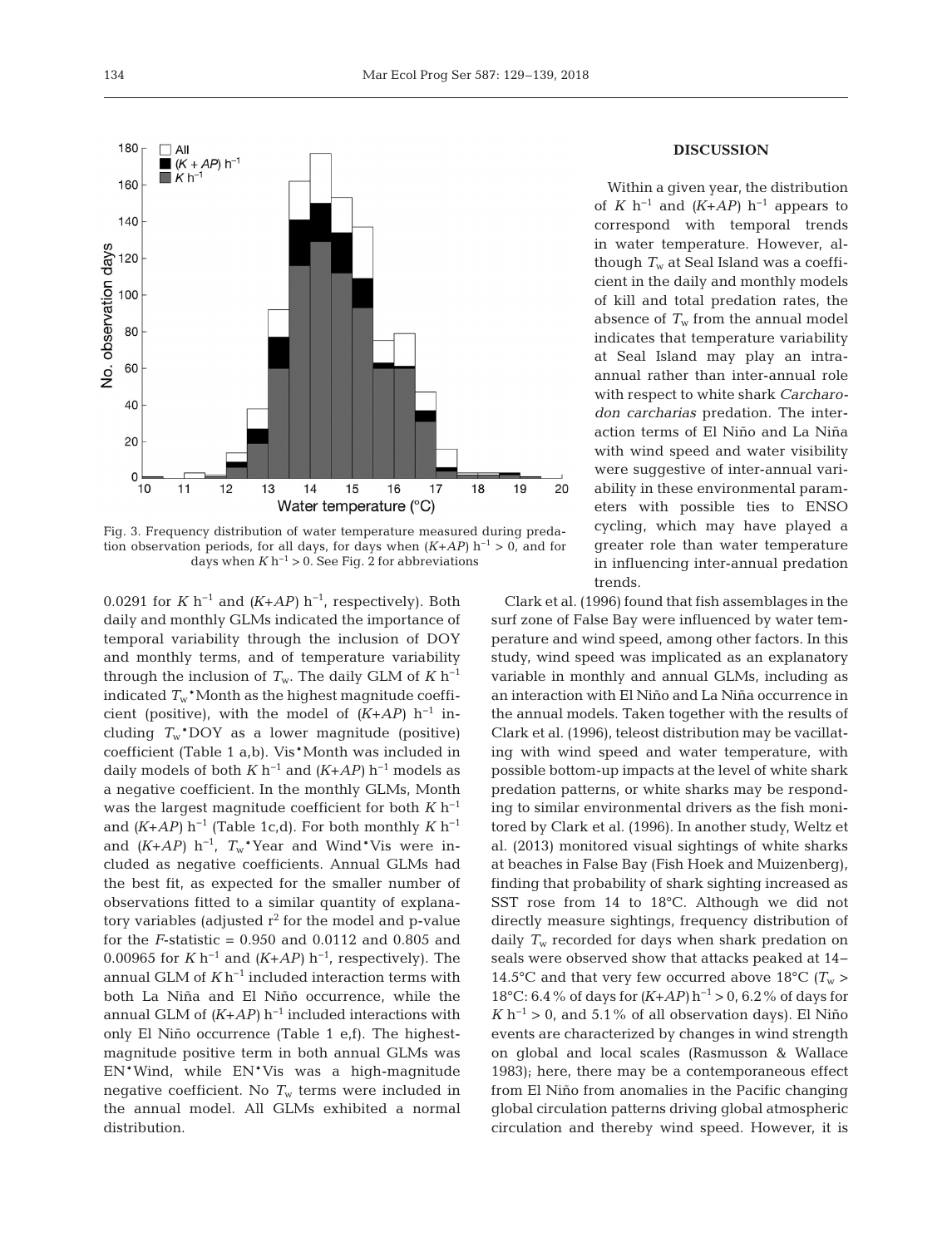Fig. 3. Frequency distribution of water temperature measured during predation observation periods, for all days, for days when $(K+AP)$ $h^{-1} > 0$, and for days when $K$ $h^{-1} > 0$. See Fig. 2 for abbreviations

0.0291 for $K$ $h^{-1}$ and $(K+AP)$ $h^{-1}$, respectively). Both daily and monthly GLMs indicated the importance of temporal variability through the inclusion of DOY and monthly terms, and of temperature variability through the inclusion of $T_w$. The daily GLM of $K$ $h^{-1}$ indicated $T_w$*Month as the highest magnitude coefficient (positive), with the model of $(K+AP)$ $h^{-1}$ including $T_w$*DOY as a lower magnitude (positive) coefficient (Table 1 a,b). Vis*Month was included in daily models of both $K$ $h^{-1}$ and $(K+AP)$ $h^{-1}$ models as a negative coefficient. In the monthly GLMs, Month was the largest magnitude coefficient for both $K$ $h^{-1}$ and $(K+AP)$ $h^{-1}$ (Table 1c,d). For both monthly $K$ $h^{-1}$ and $(K+AP)$ $h^{-1}$, $T_w$*Year and Wind*Vis were included as negative coefficients. Annual GLMs had the best fit, as expected for the smaller number of observations fitted to a similar quantity of explanatory variables (adjusted $r^2$ for the model and p-value for the $F$-statistic = 0.950 and 0.0112 and 0.805 and 0.00965 for $K$ $h^{-1}$ and $(K+AP)$ $h^{-1}$, respectively). The annual GLM of $K$ $h^{-1}$ included interaction terms with both La Niña and El Niño occurrence, while the annual GLM of $(K+AP)$ $h^{-1}$ included interactions with only El Niño occurrence (Table 1 e,f). The highest-magnitude positive term in both annual GLMs was EN*Wind, while EN*Vis was a high-magnitude negative coefficient. No $T_w$ terms were included in the annual model. All GLMs exhibited a normal distribution.

## DISCUSSION

Within a given year, the distribution of $K$ $h^{-1}$ and $(K+AP)$ $h^{-1}$ appears to correspond with temporal trends in water temperature. However, although $T_w$ at Seal Island was a coefficient in the daily and monthly models of kill and total predation rates, the absence of $T_w$ from the annual model indicates that temperature variability at Seal Island may play an intra-annual rather than inter-annual role with respect to white shark *Carcharodon carcharias* predation. The interaction terms of El Niño and La Niña with wind speed and water visibility were suggestive of inter-annual variability in these environmental parameters with possible ties to ENSO cycling, which may have played a greater role than water temperature in influencing inter-annual predation trends.

Clark et al. (1996) found that fish assemblages in the surf zone of False Bay were influenced by water temperature and wind speed, among other factors. In this study, wind speed was implicated as an explanatory variable in monthly and annual GLMs, including as an interaction with El Niño and La Niña occurrence in the annual models. Taken together with the results of Clark et al. (1996), teleost distribution may be vacillating with wind speed and water temperature, with possible bottom-up impacts at the level of white shark predation patterns, or white sharks may be responding to similar environmental drivers as the fish monitored by Clark et al. (1996). In another study, Weltz et al. (2013) monitored visual sightings of white sharks at beaches in False Bay (Fish Hoek and Muizenberg), finding that probability of shark sighting increased as SST rose from 14 to 18°C. Although we did not directly measure sightings, frequency distribution of daily $T_w$ recorded for days when shark predation on seals were observed show that attacks peaked at 14–14.5°C and that very few occurred above 18°C ($T_w$ > 18°C: 6.4% of days for $(K+AP)$ $h^{-1} > 0$, 6.2% of days for $K$ $h^{-1} > 0$, and 5.1% of all observation days). El Niño events are characterized by changes in wind strength on global and local scales (Rasmusson & Wallace 1983); here, there may be a contemporaneous effect from El Niño from anomalies in the Pacific changing global circulation patterns driving global atmospheric circulation and thereby wind speed. However, it is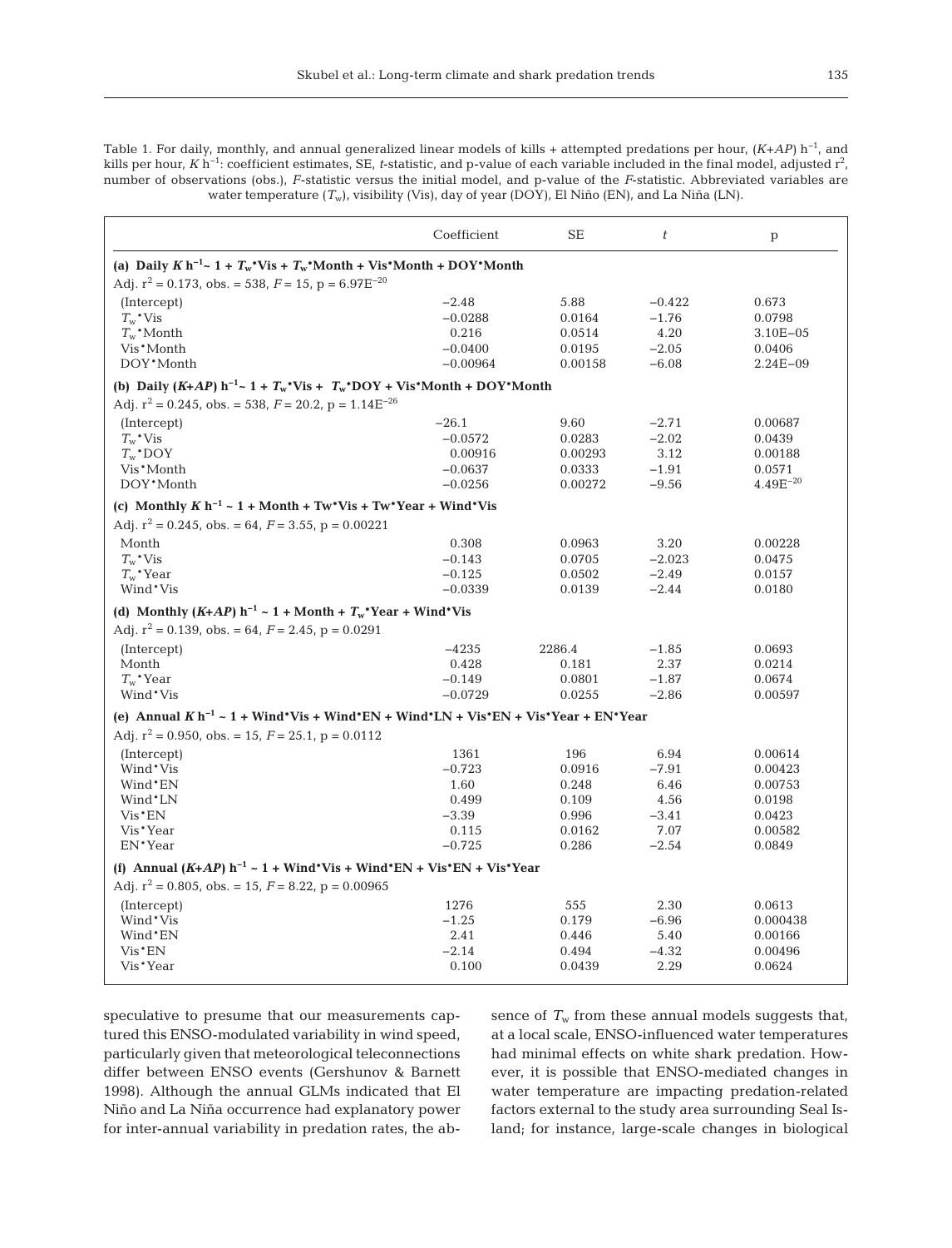Table 1. For daily, monthly, and annual generalized linear models of kills + attempted predations per hour, $(K{+}AP)\ h^{-1}$, and kills per hour, $K\ h^{-1}$: coefficient estimates, SE, *t*-statistic, and p-value of each variable included in the final model, adjusted $r^2$, number of observations (obs.), *F*-statistic versus the initial model, and p-value of the *F*-statistic. Abbreviated variables are water temperature ($T_w$), visibility (Vis), day of year (DOY), El Niño (EN), and La Niña (LN).

| | Coefficient | SE | *t* | p |
|---|---|---|---|---|
| **(a) Daily $K\ h^{-1}$ ~ 1 + $T_w$\*Vis + $T_w$\*Month + Vis\*Month + DOY\*Month** | | | | |
| Adj. $r^2$ = 0.173, obs. = 538, $F$ = 15, p = $6.97E^{-20}$ | | | | |
| (Intercept) | −2.48 | 5.88 | −0.422 | 0.673 |
| $T_w$\*Vis | −0.0288 | 0.0164 | −1.76 | 0.0798 |
| $T_w$\*Month | 0.216 | 0.0514 | 4.20 | 3.10E−05 |
| Vis\*Month | −0.0400 | 0.0195 | −2.05 | 0.0406 |
| DOY\*Month | −0.00964 | 0.00158 | −6.08 | 2.24E−09 |
| **(b) Daily $(K{+}AP)\ h^{-1}$ ~ 1 + $T_w$\*Vis + $T_w$\*DOY + Vis\*Month + DOY\*Month** | | | | |
| Adj. $r^2$ = 0.245, obs. = 538, $F$ = 20.2, p = $1.14E^{-26}$ | | | | |
| (Intercept) | −26.1 | 9.60 | −2.71 | 0.00687 |
| $T_w$\*Vis | −0.0572 | 0.0283 | −2.02 | 0.0439 |
| $T_w$\*DOY | 0.00916 | 0.00293 | 3.12 | 0.00188 |
| Vis\*Month | −0.0637 | 0.0333 | −1.91 | 0.0571 |
| DOY\*Month | −0.0256 | 0.00272 | −9.56 | $4.49E^{-20}$ |
| **(c) Monthly $K\ h^{-1}$ ~ 1 + Month + Tw\*Vis + Tw\*Year + Wind\*Vis** | | | | |
| Adj. $r^2$ = 0.245, obs. = 64, $F$ = 3.55, p = 0.00221 | | | | |
| Month | 0.308 | 0.0963 | 3.20 | 0.00228 |
| $T_w$\*Vis | −0.143 | 0.0705 | −2.023 | 0.0475 |
| $T_w$\*Year | −0.125 | 0.0502 | −2.49 | 0.0157 |
| Wind\*Vis | −0.0339 | 0.0139 | −2.44 | 0.0180 |
| **(d) Monthly $(K{+}AP)\ h^{-1}$ ~ 1 + Month + $T_w$\*Year + Wind\*Vis** | | | | |
| Adj. $r^2$ = 0.139, obs. = 64, $F$ = 2.45, p = 0.0291 | | | | |
| (Intercept) | −4235 | 2286.4 | −1.85 | 0.0693 |
| Month | 0.428 | 0.181 | 2.37 | 0.0214 |
| $T_w$\*Year | −0.149 | 0.0801 | −1.87 | 0.0674 |
| Wind\*Vis | −0.0729 | 0.0255 | −2.86 | 0.00597 |
| **(e) Annual $K\ h^{-1}$ ~ 1 + Wind\*Vis + Wind\*EN + Wind\*LN + Vis\*EN + Vis\*Year + EN\*Year** | | | | |
| Adj. $r^2$ = 0.950, obs. = 15, $F$ = 25.1, p = 0.0112 | | | | |
| (Intercept) | 1361 | 196 | 6.94 | 0.00614 |
| Wind\*Vis | −0.723 | 0.0916 | −7.91 | 0.00423 |
| Wind\*EN | 1.60 | 0.248 | 6.46 | 0.00753 |
| Wind\*LN | 0.499 | 0.109 | 4.56 | 0.0198 |
| Vis\*EN | −3.39 | 0.996 | −3.41 | 0.0423 |
| Vis\*Year | 0.115 | 0.0162 | 7.07 | 0.00582 |
| EN\*Year | −0.725 | 0.286 | −2.54 | 0.0849 |
| **(f) Annual $(K{+}AP)\ h^{-1}$ ~ 1 + Wind\*Vis + Wind\*EN + Vis\*EN + Vis\*Year** | | | | |
| Adj. $r^2$ = 0.805, obs. = 15, $F$ = 8.22, p = 0.00965 | | | | |
| (Intercept) | 1276 | 555 | 2.30 | 0.0613 |
| Wind\*Vis | −1.25 | 0.179 | −6.96 | 0.000438 |
| Wind\*EN | 2.41 | 0.446 | 5.40 | 0.00166 |
| Vis\*EN | −2.14 | 0.494 | −4.32 | 0.00496 |
| Vis\*Year | 0.100 | 0.0439 | 2.29 | 0.0624 |

speculative to presume that our measurements captured this ENSO-modulated variability in wind speed, particularly given that meteorological teleconnections differ between ENSO events (Gershunov & Barnett 1998). Although the annual GLMs indicated that El Niño and La Niña occurrence had explanatory power for inter-annual variability in predation rates, the absence of $T_w$ from these annual models suggests that, at a local scale, ENSO-influenced water temperatures had minimal effects on white shark predation. However, it is possible that ENSO-mediated changes in water temperature are impacting predation-related factors external to the study area surrounding Seal Island; for instance, large-scale changes in biological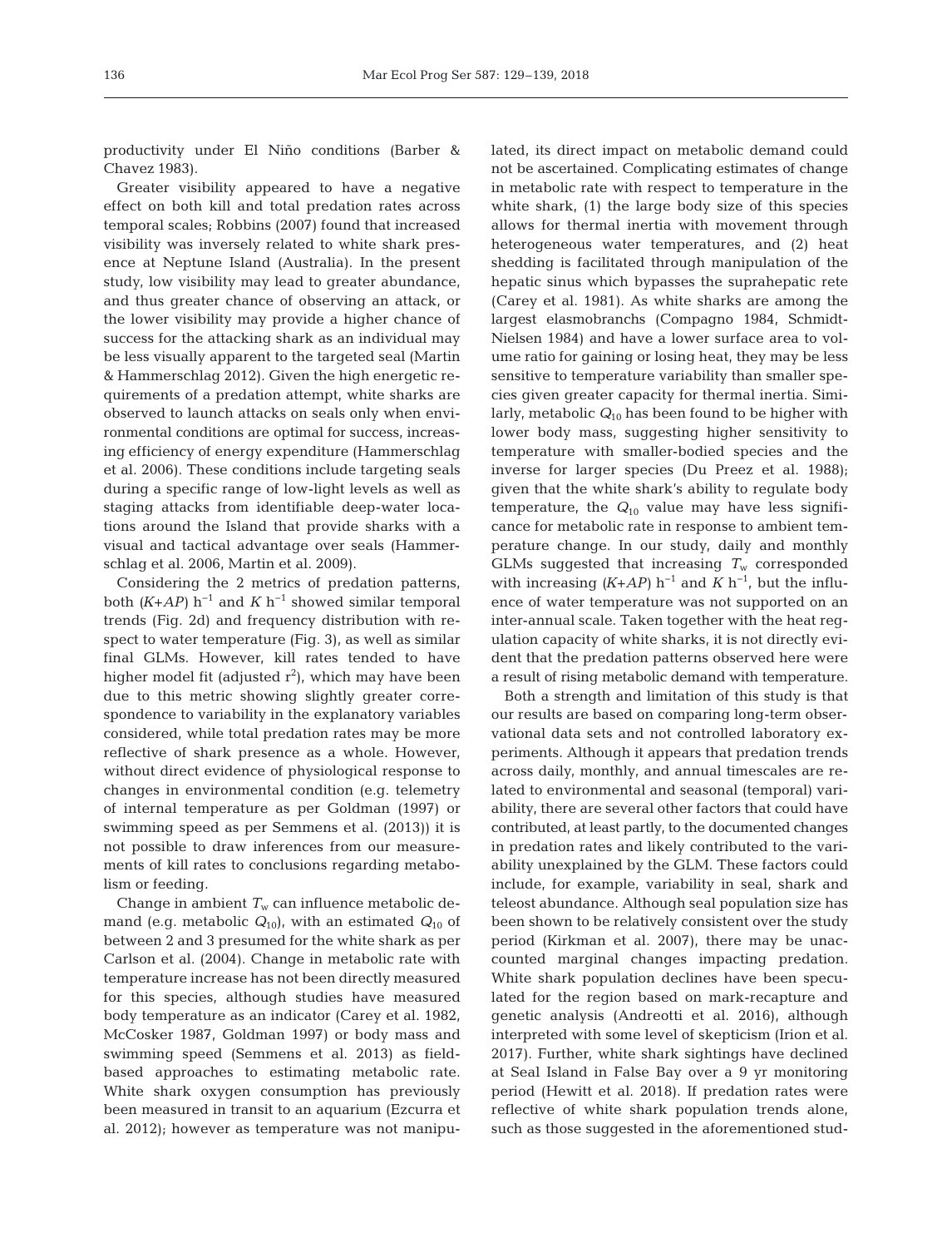productivity under El Niño conditions (Barber & Chavez 1983).

Greater visibility appeared to have a negative effect on both kill and total predation rates across temporal scales; Robbins (2007) found that increased visibility was inversely related to white shark presence at Neptune Island (Australia). In the present study, low visibility may lead to greater abundance, and thus greater chance of observing an attack, or the lower visibility may provide a higher chance of success for the attacking shark as an individual may be less visually apparent to the targeted seal (Martin & Hammerschlag 2012). Given the high energetic requirements of a predation attempt, white sharks are observed to launch attacks on seals only when environmental conditions are optimal for success, increasing efficiency of energy expenditure (Hammerschlag et al. 2006). These conditions include targeting seals during a specific range of low-light levels as well as staging attacks from identifiable deep-water locations around the Island that provide sharks with a visual and tactical advantage over seals (Hammerschlag et al. 2006, Martin et al. 2009).

Considering the 2 metrics of predation patterns, both $(K+AP)\ h^{-1}$ and $K\ h^{-1}$ showed similar temporal trends (Fig. 2d) and frequency distribution with respect to water temperature (Fig. 3), as well as similar final GLMs. However, kill rates tended to have higher model fit (adjusted $r^2$), which may have been due to this metric showing slightly greater correspondence to variability in the explanatory variables considered, while total predation rates may be more reflective of shark presence as a whole. However, without direct evidence of physiological response to changes in environmental condition (e.g. telemetry of internal temperature as per Goldman (1997) or swimming speed as per Semmens et al. (2013)) it is not possible to draw inferences from our measurements of kill rates to conclusions regarding metabolism or feeding.

Change in ambient $T_w$ can influence metabolic demand (e.g. metabolic $Q_{10}$), with an estimated $Q_{10}$ of between 2 and 3 presumed for the white shark as per Carlson et al. (2004). Change in metabolic rate with temperature increase has not been directly measured for this species, although studies have measured body temperature as an indicator (Carey et al. 1982, McCosker 1987, Goldman 1997) or body mass and swimming speed (Semmens et al. 2013) as field-based approaches to estimating metabolic rate. White shark oxygen consumption has previously been measured in transit to an aquarium (Ezcurra et al. 2012); however as temperature was not manipulated, its direct impact on metabolic demand could not be ascertained. Complicating estimates of change in metabolic rate with respect to temperature in the white shark, (1) the large body size of this species allows for thermal inertia with movement through heterogeneous water temperatures, and (2) heat shedding is facilitated through manipulation of the hepatic sinus which bypasses the suprahepatic rete (Carey et al. 1981). As white sharks are among the largest elasmobranchs (Compagno 1984, Schmidt-Nielsen 1984) and have a lower surface area to volume ratio for gaining or losing heat, they may be less sensitive to temperature variability than smaller species given greater capacity for thermal inertia. Similarly, metabolic $Q_{10}$ has been found to be higher with lower body mass, suggesting higher sensitivity to temperature with smaller-bodied species and the inverse for larger species (Du Preez et al. 1988); given that the white shark's ability to regulate body temperature, the $Q_{10}$ value may have less significance for metabolic rate in response to ambient temperature change. In our study, daily and monthly GLMs suggested that increasing $T_w$ corresponded with increasing $(K+AP)\ h^{-1}$ and $K\ h^{-1}$, but the influence of water temperature was not supported on an inter-annual scale. Taken together with the heat regulation capacity of white sharks, it is not directly evident that the predation patterns observed here were a result of rising metabolic demand with temperature.

Both a strength and limitation of this study is that our results are based on comparing long-term observational data sets and not controlled laboratory experiments. Although it appears that predation trends across daily, monthly, and annual timescales are related to environmental and seasonal (temporal) variability, there are several other factors that could have contributed, at least partly, to the documented changes in predation rates and likely contributed to the variability unexplained by the GLM. These factors could include, for example, variability in seal, shark and teleost abundance. Although seal population size has been shown to be relatively consistent over the study period (Kirkman et al. 2007), there may be unaccounted marginal changes impacting predation. White shark population declines have been speculated for the region based on mark-recapture and genetic analysis (Andreotti et al. 2016), although interpreted with some level of skepticism (Irion et al. 2017). Further, white shark sightings have declined at Seal Island in False Bay over a 9 yr monitoring period (Hewitt et al. 2018). If predation rates were reflective of white shark population trends alone, such as those suggested in the aforementioned stud-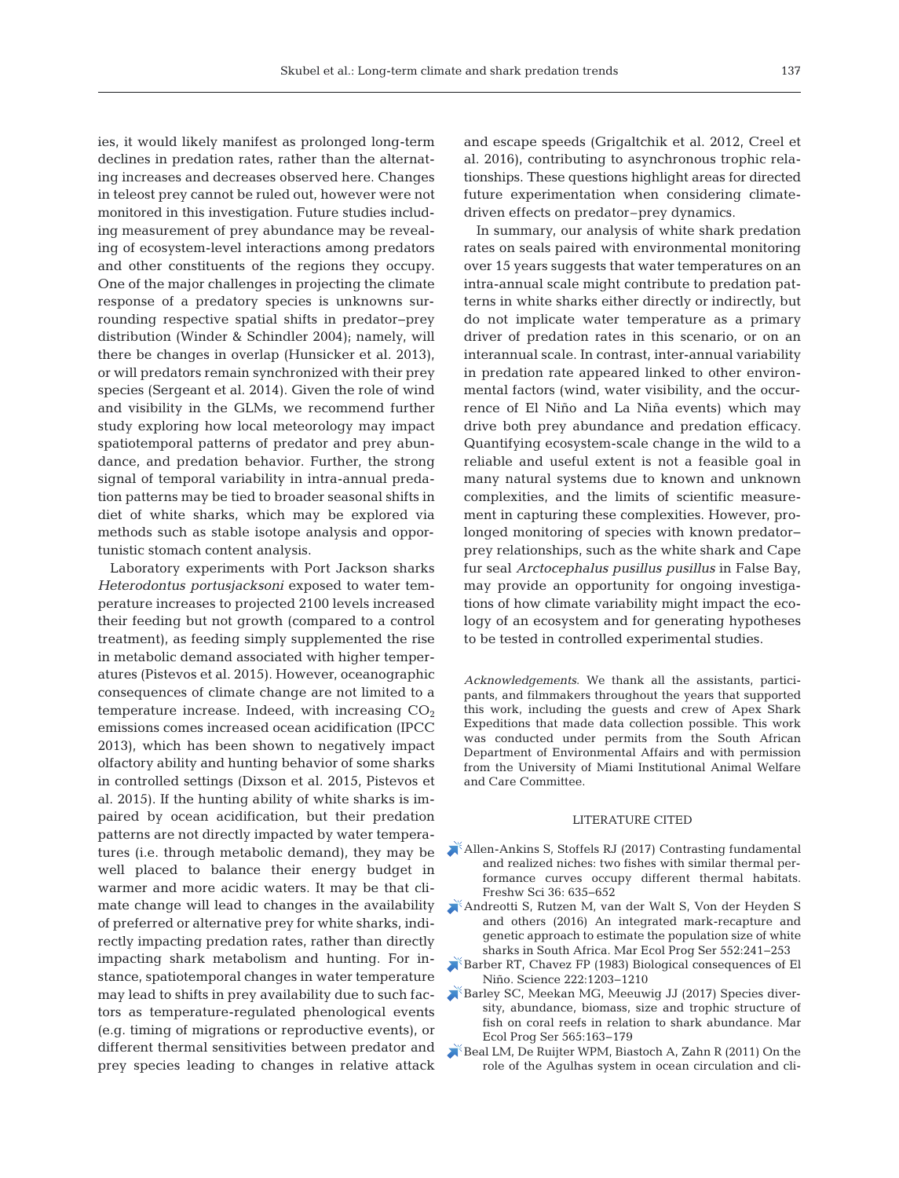ies, it would likely manifest as prolonged long-term declines in predation rates, rather than the alternating increases and decreases observed here. Changes in teleost prey cannot be ruled out, however were not monitored in this investigation. Future studies including measurement of prey abundance may be revealing of ecosystem-level interactions among predators and other constituents of the regions they occupy. One of the major challenges in projecting the climate response of a predatory species is unknowns surrounding respective spatial shifts in predator–prey distribution (Winder & Schindler 2004); namely, will there be changes in overlap (Hunsicker et al. 2013), or will predators remain synchronized with their prey species (Sergeant et al. 2014). Given the role of wind and visibility in the GLMs, we recommend further study exploring how local meteorology may impact spatiotemporal patterns of predator and prey abundance, and predation behavior. Further, the strong signal of temporal variability in intra-annual predation patterns may be tied to broader seasonal shifts in diet of white sharks, which may be explored via methods such as stable isotope analysis and opportunistic stomach content analysis.

Laboratory experiments with Port Jackson sharks *Heterodontus portusjacksoni* exposed to water temperature increases to projected 2100 levels increased their feeding but not growth (compared to a control treatment), as feeding simply supplemented the rise in metabolic demand associated with higher temperatures (Pistevos et al. 2015). However, oceanographic consequences of climate change are not limited to a temperature increase. Indeed, with increasing $CO_2$ emissions comes increased ocean acidification (IPCC 2013), which has been shown to negatively impact olfactory ability and hunting behavior of some sharks in controlled settings (Dixson et al. 2015, Pistevos et al. 2015). If the hunting ability of white sharks is impaired by ocean acidification, but their predation patterns are not directly impacted by water temperatures (i.e. through metabolic demand), they may be well placed to balance their energy budget in warmer and more acidic waters. It may be that climate change will lead to changes in the availability of preferred or alternative prey for white sharks, indirectly impacting predation rates, rather than directly impacting shark metabolism and hunting. For instance, spatiotemporal changes in water temperature may lead to shifts in prey availability due to such factors as temperature-regulated phenological events (e.g. timing of migrations or reproductive events), or different thermal sensitivities between predator and prey species leading to changes in relative attack and escape speeds (Grigaltchik et al. 2012, Creel et al. 2016), contributing to asynchronous trophic relationships. These questions highlight areas for directed future experimentation when considering climate-driven effects on predator–prey dynamics.

In summary, our analysis of white shark predation rates on seals paired with environmental monitoring over 15 years suggests that water temperatures on an intra-annual scale might contribute to predation patterns in white sharks either directly or indirectly, but do not implicate water temperature as a primary driver of predation rates in this scenario, or on an interannual scale. In contrast, inter-annual variability in predation rate appeared linked to other environmental factors (wind, water visibility, and the occurrence of El Niño and La Niña events) which may drive both prey abundance and predation efficacy. Quantifying ecosystem-scale change in the wild to a reliable and useful extent is not a feasible goal in many natural systems due to known and unknown complexities, and the limits of scientific measurement in capturing these complexities. However, prolonged monitoring of species with known predator–prey relationships, such as the white shark and Cape fur seal *Arctocephalus pusillus pusillus* in False Bay, may provide an opportunity for ongoing investigations of how climate variability might impact the ecology of an ecosystem and for generating hypotheses to be tested in controlled experimental studies.

*Acknowledgements*. We thank all the assistants, participants, and filmmakers throughout the years that supported this work, including the guests and crew of Apex Shark Expeditions that made data collection possible. This work was conducted under permits from the South African Department of Environmental Affairs and with permission from the University of Miami Institutional Animal Welfare and Care Committee.

## LITERATURE CITED

- Allen-Ankins S, Stoffels RJ (2017) Contrasting fundamental and realized niches: two fishes with similar thermal performance curves occupy different thermal habitats. Freshw Sci 36: 635–652
- Andreotti S, Rutzen M, van der Walt S, Von der Heyden S and others (2016) An integrated mark-recapture and genetic approach to estimate the population size of white sharks in South Africa. Mar Ecol Prog Ser 552:241–253
- Barber RT, Chavez FP (1983) Biological consequences of El Niño. Science 222:1203–1210
- Barley SC, Meekan MG, Meeuwig JJ (2017) Species diversity, abundance, biomass, size and trophic structure of fish on coral reefs in relation to shark abundance. Mar Ecol Prog Ser 565:163–179
- Beal LM, De Ruijter WPM, Biastoch A, Zahn R (2011) On the role of the Agulhas system in ocean circulation and cli-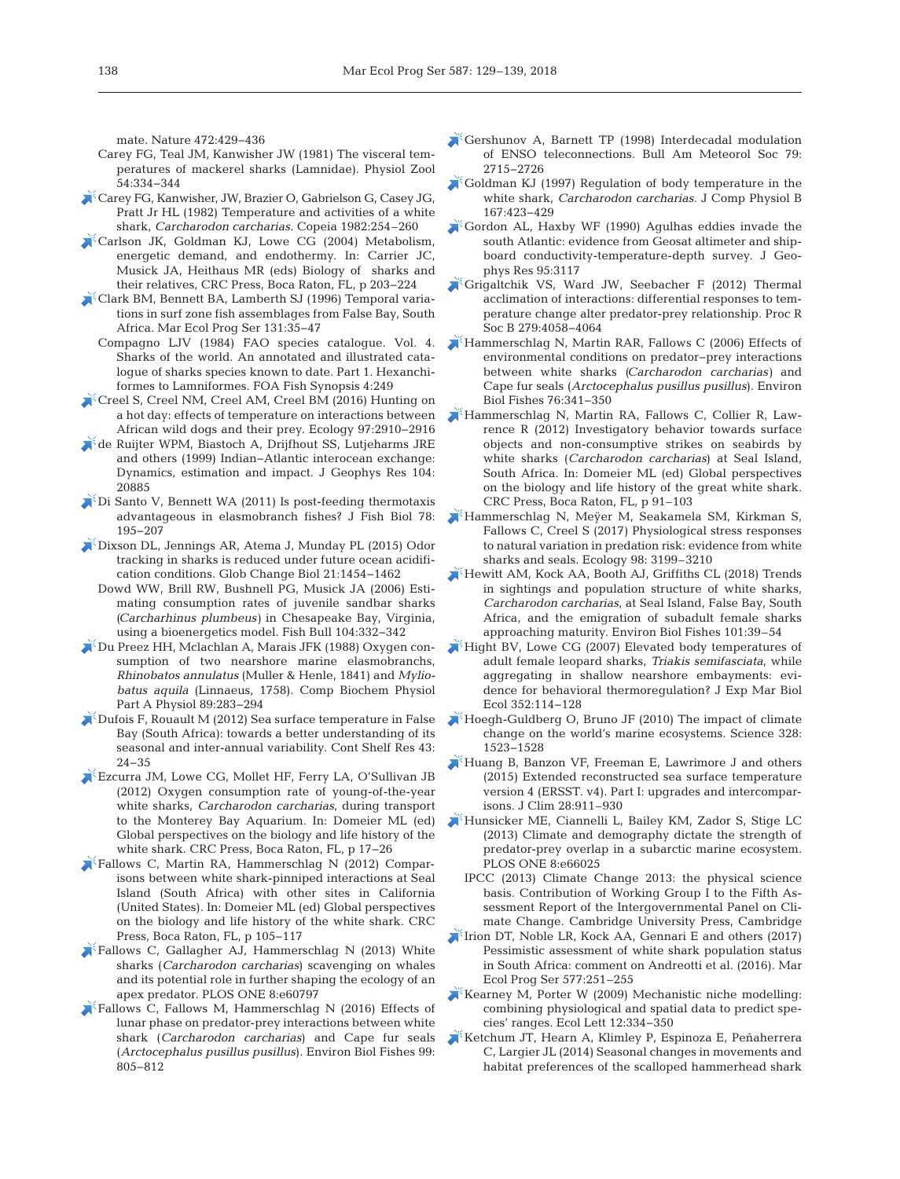mate. Nature 472:429–436

Carey FG, Teal JM, Kanwisher JW (1981) The visceral temperatures of mackerel sharks (Lamnidae). Physiol Zool 54:334–344

Carey FG, Kanwisher, JW, Brazier O, Gabrielson G, Casey JG, Pratt Jr HL (1982) Temperature and activities of a white shark, *Carcharodon carcharias.* Copeia 1982:254–260

Carlson JK, Goldman KJ, Lowe CG (2004) Metabolism, energetic demand, and endothermy. In: Carrier JC, Musick JA, Heithaus MR (eds) Biology of sharks and their relatives, CRC Press, Boca Raton, FL, p 203–224

Clark BM, Bennett BA, Lamberth SJ (1996) Temporal variations in surf zone fish assemblages from False Bay, South Africa. Mar Ecol Prog Ser 131:35–47

Compagno LJV (1984) FAO species catalogue. Vol. 4. Sharks of the world. An annotated and illustrated catalogue of sharks species known to date. Part 1. Hexanchiformes to Lamniformes. FOA Fish Synopsis 4:249

Creel S, Creel NM, Creel AM, Creel BM (2016) Hunting on a hot day: effects of temperature on interactions between African wild dogs and their prey. Ecology 97:2910–2916

de Ruijter WPM, Biastoch A, Drijfhout SS, Lutjeharms JRE and others (1999) Indian–Atlantic interocean exchange: Dynamics, estimation and impact. J Geophys Res 104: 20885

Di Santo V, Bennett WA (2011) Is post-feeding thermotaxis advantageous in elasmobranch fishes? J Fish Biol 78: 195–207

Dixson DL, Jennings AR, Atema J, Munday PL (2015) Odor tracking in sharks is reduced under future ocean acidification conditions. Glob Change Biol 21:1454–1462

Dowd WW, Brill RW, Bushnell PG, Musick JA (2006) Estimating consumption rates of juvenile sandbar sharks (*Carcharhinus plumbeus*) in Chesapeake Bay, Virginia, using a bioenergetics model. Fish Bull 104:332–342

Du Preez HH, Mclachlan A, Marais JFK (1988) Oxygen consumption of two nearshore marine elasmobranchs, *Rhinobatos annulatus* (Muller & Henle, 1841) and *Myliobatus aquila* (Linnaeus, 1758). Comp Biochem Physiol Part A Physiol 89:283–294

Dufois F, Rouault M (2012) Sea surface temperature in False Bay (South Africa): towards a better understanding of its seasonal and inter-annual variability. Cont Shelf Res 43: 24–35

Ezcurra JM, Lowe CG, Mollet HF, Ferry LA, O'Sullivan JB (2012) Oxygen consumption rate of young-of-the-year white sharks, *Carcharodon carcharias*, during transport to the Monterey Bay Aquarium. In: Domeier ML (ed) Global perspectives on the biology and life history of the white shark. CRC Press, Boca Raton, FL, p 17–26

Fallows C, Martin RA, Hammerschlag N (2012) Comparisons between white shark-pinniped interactions at Seal Island (South Africa) with other sites in California (United States). In: Domeier ML (ed) Global perspectives on the biology and life history of the white shark. CRC Press, Boca Raton, FL, p 105–117

Fallows C, Gallagher AJ, Hammerschlag N (2013) White sharks (*Carcharodon carcharias*) scavenging on whales and its potential role in further shaping the ecology of an apex predator. PLOS ONE 8:e60797

Fallows C, Fallows M, Hammerschlag N (2016) Effects of lunar phase on predator-prey interactions between white shark (*Carcharodon carcharias*) and Cape fur seals (*Arctocephalus pusillus pusillus*). Environ Biol Fishes 99: 805–812

Gershunov A, Barnett TP (1998) Interdecadal modulation of ENSO teleconnections. Bull Am Meteorol Soc 79: 2715–2726

Goldman KJ (1997) Regulation of body temperature in the white shark, *Carcharodon carcharias.* J Comp Physiol B 167:423–429

Gordon AL, Haxby WF (1990) Agulhas eddies invade the south Atlantic: evidence from Geosat altimeter and shipboard conductivity-temperature-depth survey. J Geophys Res 95:3117

Grigaltchik VS, Ward JW, Seebacher F (2012) Thermal acclimation of interactions: differential responses to temperature change alter predator-prey relationship. Proc R Soc B 279:4058–4064

Hammerschlag N, Martin RAR, Fallows C (2006) Effects of environmental conditions on predator–prey interactions between white sharks (*Carcharodon carcharias*) and Cape fur seals (*Arctocephalus pusillus pusillus*). Environ Biol Fishes 76:341–350

Hammerschlag N, Martin RA, Fallows C, Collier R, Lawrence R (2012) Investigatory behavior towards surface objects and non-consumptive strikes on seabirds by white sharks (*Carcharodon carcharias*) at Seal Island, South Africa. In: Domeier ML (ed) Global perspectives on the biology and life history of the great white shark. CRC Press, Boca Raton, FL, p 91–103

Hammerschlag N, Meÿer M, Seakamela SM, Kirkman S, Fallows C, Creel S (2017) Physiological stress responses to natural variation in predation risk: evidence from white sharks and seals. Ecology 98: 3199–3210

Hewitt AM, Kock AA, Booth AJ, Griffiths CL (2018) Trends in sightings and population structure of white sharks, *Carcharodon carcharias*, at Seal Island, False Bay, South Africa, and the emigration of subadult female sharks approaching maturity. Environ Biol Fishes 101:39–54

Hight BV, Lowe CG (2007) Elevated body temperatures of adult female leopard sharks, *Triakis semifasciata*, while aggregating in shallow nearshore embayments: evidence for behavioral thermoregulation? J Exp Mar Biol Ecol 352:114–128

Hoegh-Guldberg O, Bruno JF (2010) The impact of climate change on the world's marine ecosystems. Science 328: 1523–1528

Huang B, Banzon VF, Freeman E, Lawrimore J and others (2015) Extended reconstructed sea surface temperature version 4 (ERSST. v4). Part I: upgrades and intercomparisons. J Clim 28:911–930

Hunsicker ME, Ciannelli L, Bailey KM, Zador S, Stige LC (2013) Climate and demography dictate the strength of predator-prey overlap in a subarctic marine ecosystem. PLOS ONE 8:e66025

IPCC (2013) Climate Change 2013: the physical science basis. Contribution of Working Group I to the Fifth Assessment Report of the Intergovernmental Panel on Climate Change. Cambridge University Press, Cambridge

Irion DT, Noble LR, Kock AA, Gennari E and others (2017) Pessimistic assessment of white shark population status in South Africa: comment on Andreotti et al. (2016). Mar Ecol Prog Ser 577:251–255

Kearney M, Porter W (2009) Mechanistic niche modelling: combining physiological and spatial data to predict species' ranges. Ecol Lett 12:334–350

Ketchum JT, Hearn A, Klimley P, Espinoza E, Peñaherrera C, Largier JL (2014) Seasonal changes in movements and habitat preferences of the scalloped hammerhead shark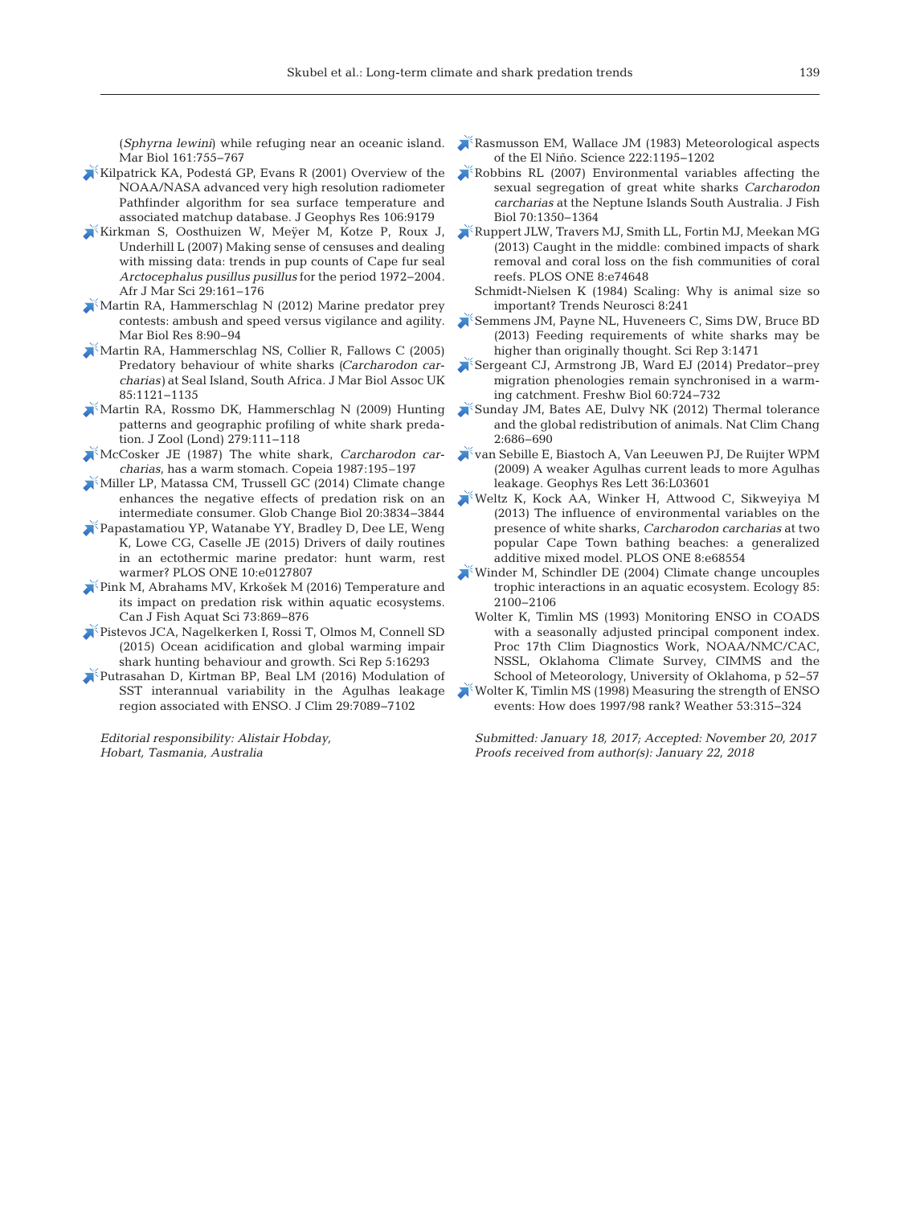(*Sphyrna lewini*) while refuging near an oceanic island. Mar Biol 161:755–767

Kilpatrick KA, Podestá GP, Evans R (2001) Overview of the NOAA/NASA advanced very high resolution radiometer Pathfinder algorithm for sea surface temperature and associated matchup database. J Geophys Res 106:9179

Kirkman S, Oosthuizen W, Meÿer M, Kotze P, Roux J, Underhill L (2007) Making sense of censuses and dealing with missing data: trends in pup counts of Cape fur seal *Arctocephalus pusillus pusillus* for the period 1972–2004. Afr J Mar Sci 29:161–176

Martin RA, Hammerschlag N (2012) Marine predator prey contests: ambush and speed versus vigilance and agility. Mar Biol Res 8:90–94

Martin RA, Hammerschlag NS, Collier R, Fallows C (2005) Predatory behaviour of white sharks (*Carcharodon carcharias*) at Seal Island, South Africa. J Mar Biol Assoc UK 85:1121–1135

Martin RA, Rossmo DK, Hammerschlag N (2009) Hunting patterns and geographic profiling of white shark predation. J Zool (Lond) 279:111–118

McCosker JE (1987) The white shark, *Carcharodon carcharias*, has a warm stomach. Copeia 1987:195–197

Miller LP, Matassa CM, Trussell GC (2014) Climate change enhances the negative effects of predation risk on an intermediate consumer. Glob Change Biol 20:3834–3844

Papastamatiou YP, Watanabe YY, Bradley D, Dee LE, Weng K, Lowe CG, Caselle JE (2015) Drivers of daily routines in an ectothermic marine predator: hunt warm, rest warmer? PLOS ONE 10:e0127807

Pink M, Abrahams MV, Krkošek M (2016) Temperature and its impact on predation risk within aquatic ecosystems. Can J Fish Aquat Sci 73:869–876

Pistevos JCA, Nagelkerken I, Rossi T, Olmos M, Connell SD (2015) Ocean acidification and global warming impair shark hunting behaviour and growth. Sci Rep 5:16293

Putrasahan D, Kirtman BP, Beal LM (2016) Modulation of SST interannual variability in the Agulhas leakage region associated with ENSO. J Clim 29:7089–7102

Rasmusson EM, Wallace JM (1983) Meteorological aspects of the El Niño. Science 222:1195–1202

Robbins RL (2007) Environmental variables affecting the sexual segregation of great white sharks *Carcharodon carcharias* at the Neptune Islands South Australia. J Fish Biol 70:1350–1364

Ruppert JLW, Travers MJ, Smith LL, Fortin MJ, Meekan MG (2013) Caught in the middle: combined impacts of shark removal and coral loss on the fish communities of coral reefs. PLOS ONE 8:e74648

Schmidt-Nielsen K (1984) Scaling: Why is animal size so important? Trends Neurosci 8:241

Semmens JM, Payne NL, Huveneers C, Sims DW, Bruce BD (2013) Feeding requirements of white sharks may be higher than originally thought. Sci Rep 3:1471

Sergeant CJ, Armstrong JB, Ward EJ (2014) Predator–prey migration phenologies remain synchronised in a warming catchment. Freshw Biol 60:724–732

Sunday JM, Bates AE, Dulvy NK (2012) Thermal tolerance and the global redistribution of animals. Nat Clim Chang 2:686–690

van Sebille E, Biastoch A, Van Leeuwen PJ, De Ruijter WPM (2009) A weaker Agulhas current leads to more Agulhas leakage. Geophys Res Lett 36:L03601

Weltz K, Kock AA, Winker H, Attwood C, Sikweyiya M (2013) The influence of environmental variables on the presence of white sharks, *Carcharodon carcharias* at two popular Cape Town bathing beaches: a generalized additive mixed model. PLOS ONE 8:e68554

Winder M, Schindler DE (2004) Climate change uncouples trophic interactions in an aquatic ecosystem. Ecology 85: 2100–2106

Wolter K, Timlin MS (1993) Monitoring ENSO in COADS with a seasonally adjusted principal component index. Proc 17th Clim Diagnostics Work, NOAA/NMC/CAC, NSSL, Oklahoma Climate Survey, CIMMS and the School of Meteorology, University of Oklahoma, p 52–57

Wolter K, Timlin MS (1998) Measuring the strength of ENSO events: How does 1997/98 rank? Weather 53:315–324

*Editorial responsibility: Alistair Hobday, Hobart, Tasmania, Australia*

*Submitted: January 18, 2017; Accepted: November 20, 2017*
*Proofs received from author(s): January 22, 2018*